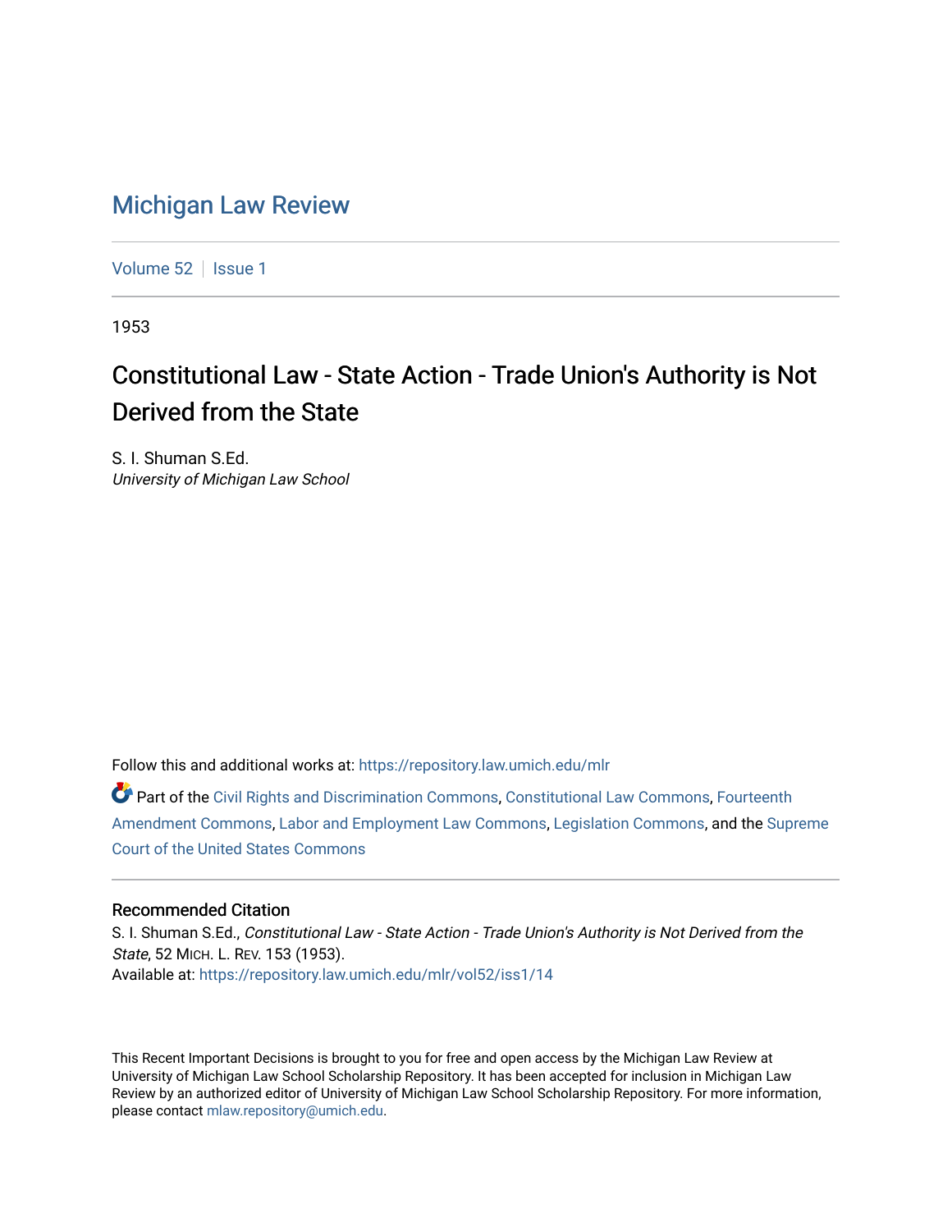# Michigan Law Review

Volume 52 | Issue 1

1953

## Constitutional Law - State Action - Trade Union's Authority is Not Derived from the State

S. I. Shuman S.Ed.
*University of Michigan Law School*

Follow this and additional works at: https://repository.law.umich.edu/mlr

Part of the Civil Rights and Discrimination Commons, Constitutional Law Commons, Fourteenth Amendment Commons, Labor and Employment Law Commons, Legislation Commons, and the Supreme Court of the United States Commons

### Recommended Citation

S. I. Shuman S.Ed., *Constitutional Law - State Action - Trade Union's Authority is Not Derived from the State*, 52 MICH. L. REV. 153 (1953).
Available at: https://repository.law.umich.edu/mlr/vol52/iss1/14

This Recent Important Decisions is brought to you for free and open access by the Michigan Law Review at University of Michigan Law School Scholarship Repository. It has been accepted for inclusion in Michigan Law Review by an authorized editor of University of Michigan Law School Scholarship Repository. For more information, please contact mlaw.repository@umich.edu.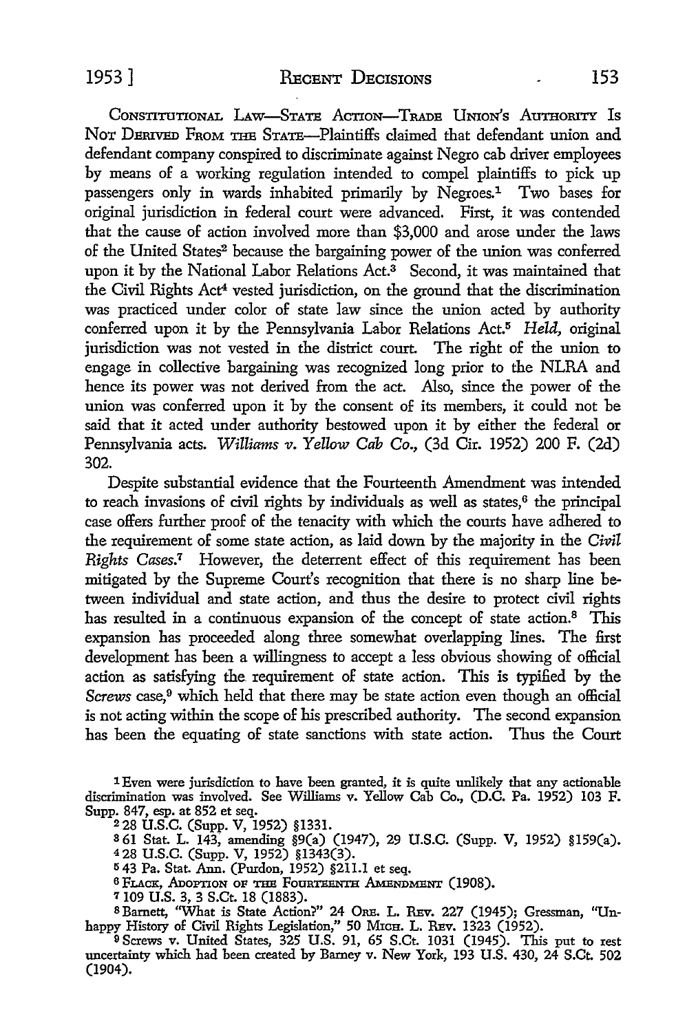CONSTITUTIONAL LAW—STATE ACTION—TRADE UNION'S AUTHORITY IS NOT DERIVED FROM THE STATE—Plaintiffs claimed that defendant union and defendant company conspired to discriminate against Negro cab driver employees by means of a working regulation intended to compel plaintiffs to pick up passengers only in wards inhabited primarily by Negroes.[1] Two bases for original jurisdiction in federal court were advanced. First, it was contended that the cause of action involved more than $3,000 and arose under the laws of the United States[2] because the bargaining power of the union was conferred upon it by the National Labor Relations Act.[3] Second, it was maintained that the Civil Rights Act[4] vested jurisdiction, on the ground that the discrimination was practiced under color of state law since the union acted by authority conferred upon it by the Pennsylvania Labor Relations Act.[5] *Held,* original jurisdiction was not vested in the district court. The right of the union to engage in collective bargaining was recognized long prior to the NLRA and hence its power was not derived from the act. Also, since the power of the union was conferred upon it by the consent of its members, it could not be said that it acted under authority bestowed upon it by either the federal or Pennsylvania acts. *Williams v. Yellow Cab Co.,* (3d Cir. 1952) 200 F. (2d) 302.

Despite substantial evidence that the Fourteenth Amendment was intended to reach invasions of civil rights by individuals as well as states,[6] the principal case offers further proof of the tenacity with which the courts have adhered to the requirement of some state action, as laid down by the majority in the *Civil Rights Cases.*[7] However, the deterrent effect of this requirement has been mitigated by the Supreme Court's recognition that there is no sharp line between individual and state action, and thus the desire to protect civil rights has resulted in a continuous expansion of the concept of state action.[8] This expansion has proceeded along three somewhat overlapping lines. The first development has been a willingness to accept a less obvious showing of official action as satisfying the requirement of state action. This is typified by the *Screws* case,[9] which held that there may be state action even though an official is not acting within the scope of his prescribed authority. The second expansion has been the equating of state sanctions with state action. Thus the Court

---

[1] Even were jurisdiction to have been granted, it is quite unlikely that any actionable discrimination was involved. See Williams v. Yellow Cab Co., (D.C. Pa. 1952) 103 F. Supp. 847, esp. at 852 et seq.

[2] 28 U.S.C. (Supp. V, 1952) §1331.

[3] 61 Stat. L. 143, amending §9(a) (1947), 29 U.S.C. (Supp. V, 1952) §159(a).

[4] 28 U.S.C. (Supp. V, 1952) §1343(3).

[5] 43 Pa. Stat. Ann. (Purdon, 1952) §211.1 et seq.

[6] FLACK, ADOPTION OF THE FOURTEENTH AMENDMENT (1908).

[7] 109 U.S. 3, 3 S.Ct. 18 (1883).

[8] Barnett, "What is State Action?" 24 ORE. L. REV. 227 (1945); Gressman, "Unhappy History of Civil Rights Legislation," 50 MICH. L. REV. 1323 (1952).

[9] Screws v. United States, 325 U.S. 91, 65 S.Ct. 1031 (1945). This put to rest uncertainty which had been created by Barney v. New York, 193 U.S. 430, 24 S.Ct. 502 (1904).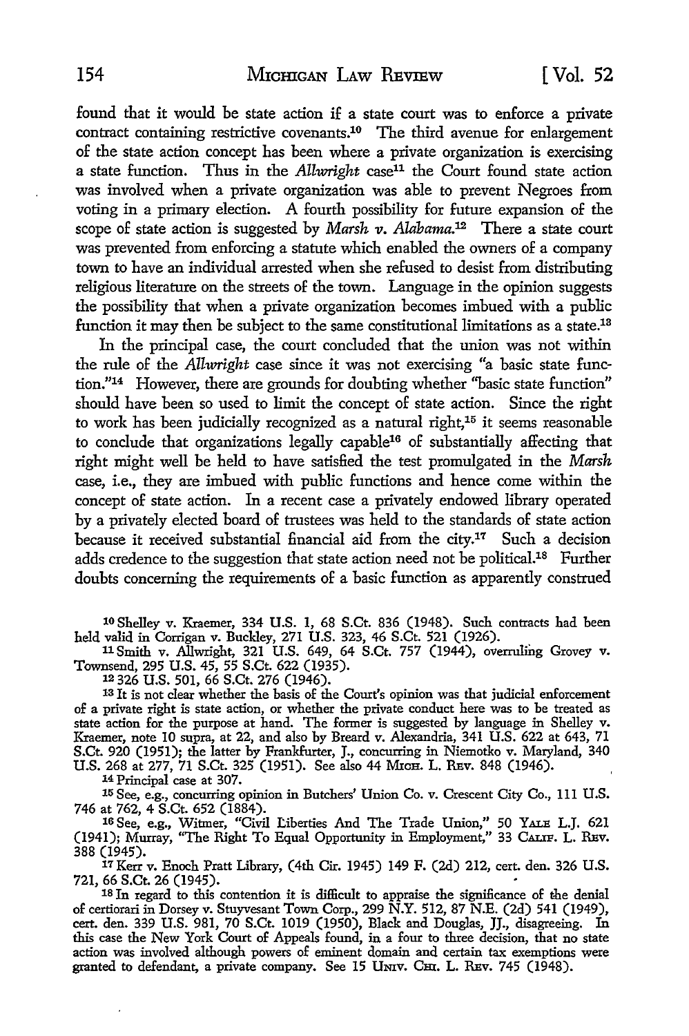found that it would be state action if a state court was to enforce a private contract containing restrictive covenants.[10] The third avenue for enlargement of the state action concept has been where a private organization is exercising a state function. Thus in the *Allwright* case[11] the Court found state action was involved when a private organization was able to prevent Negroes from voting in a primary election. A fourth possibility for future expansion of the scope of state action is suggested by *Marsh v. Alabama.*[12] There a state court was prevented from enforcing a statute which enabled the owners of a company town to have an individual arrested when she refused to desist from distributing religious literature on the streets of the town. Language in the opinion suggests the possibility that when a private organization becomes imbued with a public function it may then be subject to the same constitutional limitations as a state.[13]

In the principal case, the court concluded that the union was not within the rule of the *Allwright* case since it was not exercising "a basic state function."[14] However, there are grounds for doubting whether "basic state function" should have been so used to limit the concept of state action. Since the right to work has been judicially recognized as a natural right,[15] it seems reasonable to conclude that organizations legally capable[16] of substantially affecting that right might well be held to have satisfied the test promulgated in the *Marsh* case, i.e., they are imbued with public functions and hence come within the concept of state action. In a recent case a privately endowed library operated by a privately elected board of trustees was held to the standards of state action because it received substantial financial aid from the city.[17] Such a decision adds credence to the suggestion that state action need not be political.[18] Further doubts concerning the requirements of a basic function as apparently construed

[10] Shelley v. Kraemer, 334 U.S. 1, 68 S.Ct. 836 (1948). Such contracts had been held valid in Corrigan v. Buckley, 271 U.S. 323, 46 S.Ct. 521 (1926).

[11] Smith v. Allwright, 321 U.S. 649, 64 S.Ct. 757 (1944), overruling Grovey v. Townsend, 295 U.S. 45, 55 S.Ct. 622 (1935).

[12] 326 U.S. 501, 66 S.Ct. 276 (1946).

[13] It is not clear whether the basis of the Court's opinion was that judicial enforcement of a private right is state action, or whether the private conduct here was to be treated as state action for the purpose at hand. The former is suggested by language in Shelley v. Kraemer, note 10 supra, at 22, and also by Breard v. Alexandria, 341 U.S. 622 at 643, 71 S.Ct. 920 (1951); the latter by Frankfurter, J., concurring in Niemotko v. Maryland, 340 U.S. 268 at 277, 71 S.Ct. 325 (1951). See also 44 MICH. L. REV. 848 (1946).

[14] Principal case at 307.

[15] See, e.g., concurring opinion in Butchers' Union Co. v. Crescent City Co., 111 U.S. 746 at 762, 4 S.Ct. 652 (1884).

[16] See, e.g., Witmer, "Civil Liberties And The Trade Union," 50 YALE L.J. 621 (1941); Murray, "The Right To Equal Opportunity in Employment," 33 CALIF. L. REV. 388 (1945).

[17] Kerr v. Enoch Pratt Library, (4th Cir. 1945) 149 F. (2d) 212, cert. den. 326 U.S. 721, 66 S.Ct. 26 (1945).

[18] In regard to this contention it is difficult to appraise the significance of the denial of certiorari in Dorsey v. Stuyvesant Town Corp., 299 N.Y. 512, 87 N.E. (2d) 541 (1949), cert. den. 339 U.S. 981, 70 S.Ct. 1019 (1950), Black and Douglas, JJ., disagreeing. In this case the New York Court of Appeals found, in a four to three decision, that no state action was involved although powers of eminent domain and certain tax exemptions were granted to defendant, a private company. See 15 UNIV. CHI. L. REV. 745 (1948).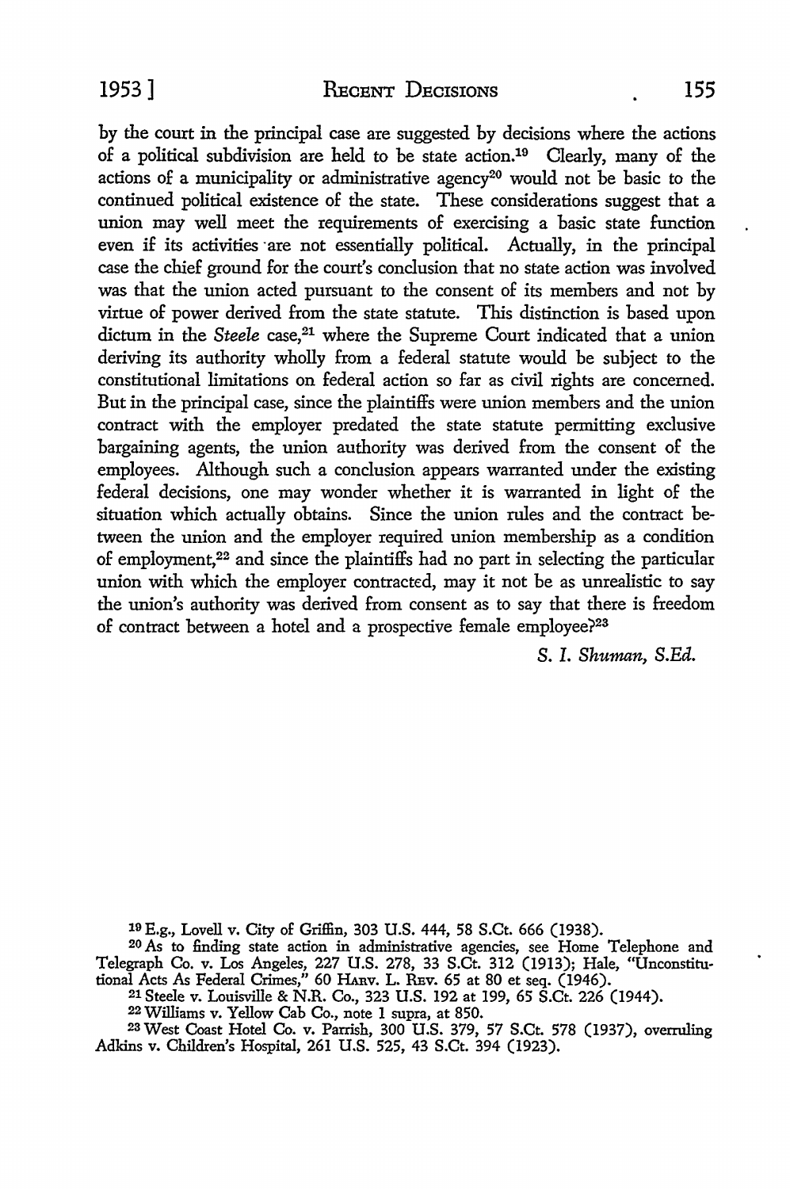by the court in the principal case are suggested by decisions where the actions of a political subdivision are held to be state action.[19] Clearly, many of the actions of a municipality or administrative agency[20] would not be basic to the continued political existence of the state. These considerations suggest that a union may well meet the requirements of exercising a basic state function even if its activities are not essentially political. Actually, in the principal case the chief ground for the court's conclusion that no state action was involved was that the union acted pursuant to the consent of its members and not by virtue of power derived from the state statute. This distinction is based upon dictum in the *Steele* case,[21] where the Supreme Court indicated that a union deriving its authority wholly from a federal statute would be subject to the constitutional limitations on federal action so far as civil rights are concerned. But in the principal case, since the plaintiffs were union members and the union contract with the employer predated the state statute permitting exclusive bargaining agents, the union authority was derived from the consent of the employees. Although such a conclusion appears warranted under the existing federal decisions, one may wonder whether it is warranted in light of the situation which actually obtains. Since the union rules and the contract between the union and the employer required union membership as a condition of employment,[22] and since the plaintiffs had no part in selecting the particular union with which the employer contracted, may it not be as unrealistic to say the union's authority was derived from consent as to say that there is freedom of contract between a hotel and a prospective female employee?[23]

*S. I. Shuman, S.Ed.*

---

[19] E.g., Lovell v. City of Griffin, 303 U.S. 444, 58 S.Ct. 666 (1938).

[20] As to finding state action in administrative agencies, see Home Telephone and Telegraph Co. v. Los Angeles, 227 U.S. 278, 33 S.Ct. 312 (1913); Hale, "Unconstitutional Acts As Federal Crimes," 60 HARV. L. REV. 65 at 80 et seq. (1946).

[21] Steele v. Louisville & N.R. Co., 323 U.S. 192 at 199, 65 S.Ct. 226 (1944).

[22] Williams v. Yellow Cab Co., note 1 supra, at 850.

[23] West Coast Hotel Co. v. Parrish, 300 U.S. 379, 57 S.Ct. 578 (1937), overruling Adkins v. Children's Hospital, 261 U.S. 525, 43 S.Ct. 394 (1923).